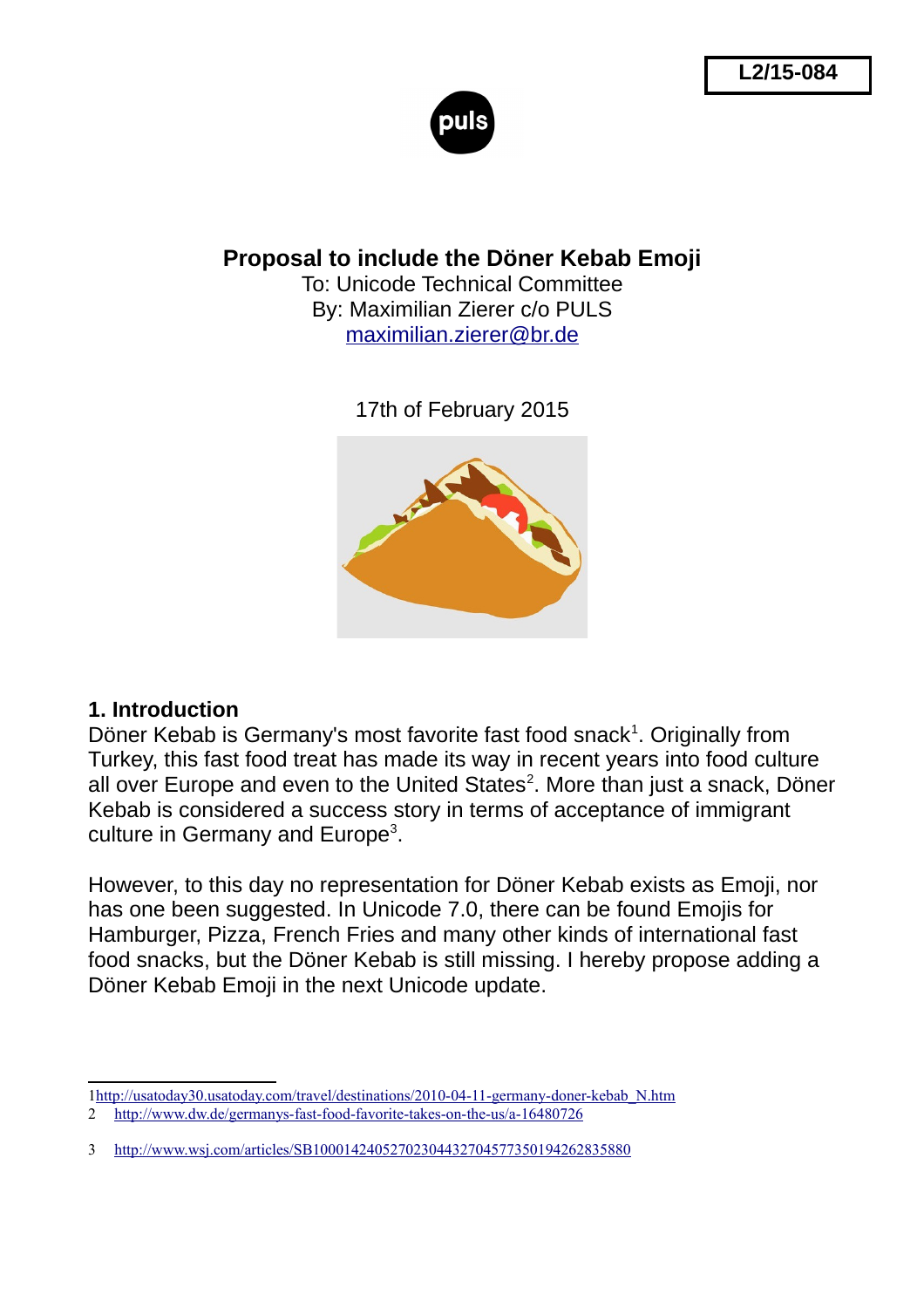L2/15-084

puls

# Proposal to include the Döner Kebab Emoji

To: Unicode Technical Committee
By: Maximilian Zierer c/o PULS
maximilian.zierer@br.de

17th of February 2015

## 1. Introduction

Döner Kebab is Germany's most favorite fast food snack[1]. Originally from Turkey, this fast food treat has made its way in recent years into food culture all over Europe and even to the United States[2]. More than just a snack, Döner Kebab is considered a success story in terms of acceptance of immigrant culture in Germany and Europe[3].

However, to this day no representation for Döner Kebab exists as Emoji, nor has one been suggested. In Unicode 7.0, there can be found Emojis for Hamburger, Pizza, French Fries and many other kinds of international fast food snacks, but the Döner Kebab is still missing. I hereby propose adding a Döner Kebab Emoji in the next Unicode update.

---

1 http://usatoday30.usatoday.com/travel/destinations/2010-04-11-germany-doner-kebab_N.htm
2 http://www.dw.de/germanys-fast-food-favorite-takes-on-the-us/a-16480726
3 http://www.wsj.com/articles/SB10001424052702304432704577350194262835880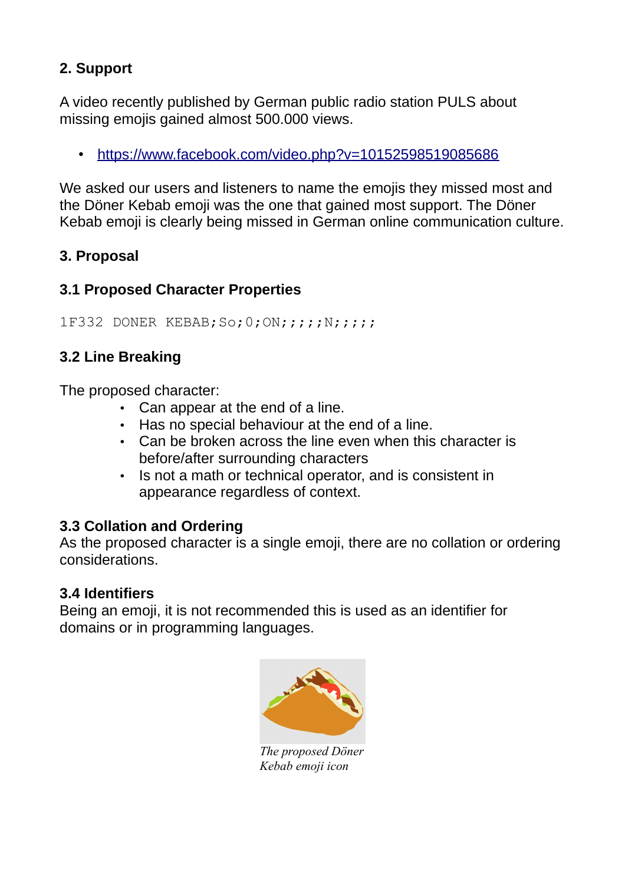## 2. Support

A video recently published by German public radio station PULS about missing emojis gained almost 500.000 views.

- https://www.facebook.com/video.php?v=10152598519085686

We asked our users and listeners to name the emojis they missed most and the Döner Kebab emoji was the one that gained most support. The Döner Kebab emoji is clearly being missed in German online communication culture.

## 3. Proposal

### 3.1 Proposed Character Properties

```
1F332 DONER KEBAB;So;0;ON;;;;;N;;;;;
```

### 3.2 Line Breaking

The proposed character:

- Can appear at the end of a line.
- Has no special behaviour at the end of a line.
- Can be broken across the line even when this character is before/after surrounding characters
- Is not a math or technical operator, and is consistent in appearance regardless of context.

### 3.3 Collation and Ordering

As the proposed character is a single emoji, there are no collation or ordering considerations.

### 3.4 Identifiers

Being an emoji, it is not recommended this is used as an identifier for domains or in programming languages.

*The proposed Döner Kebab emoji icon*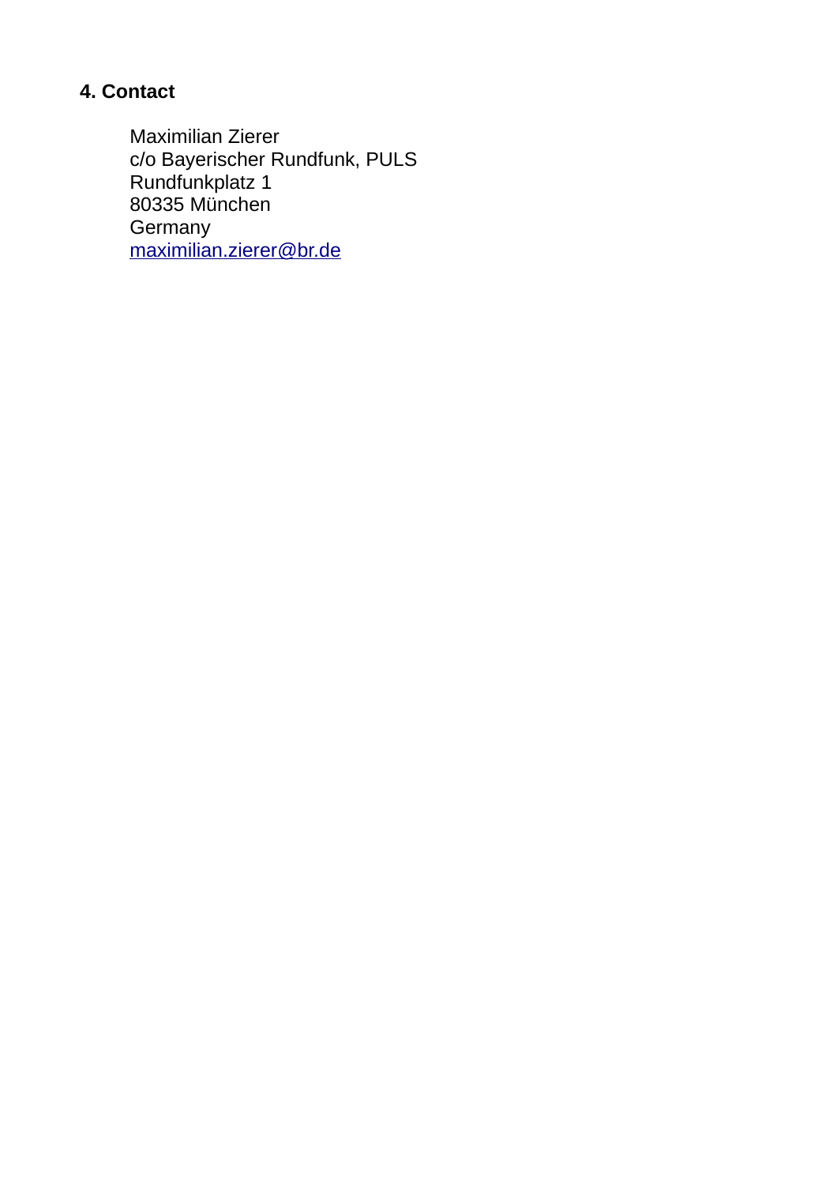## 4. Contact

Maximilian Zierer
c/o Bayerischer Rundfunk, PULS
Rundfunkplatz 1
80335 München
Germany
maximilian.zierer@br.de